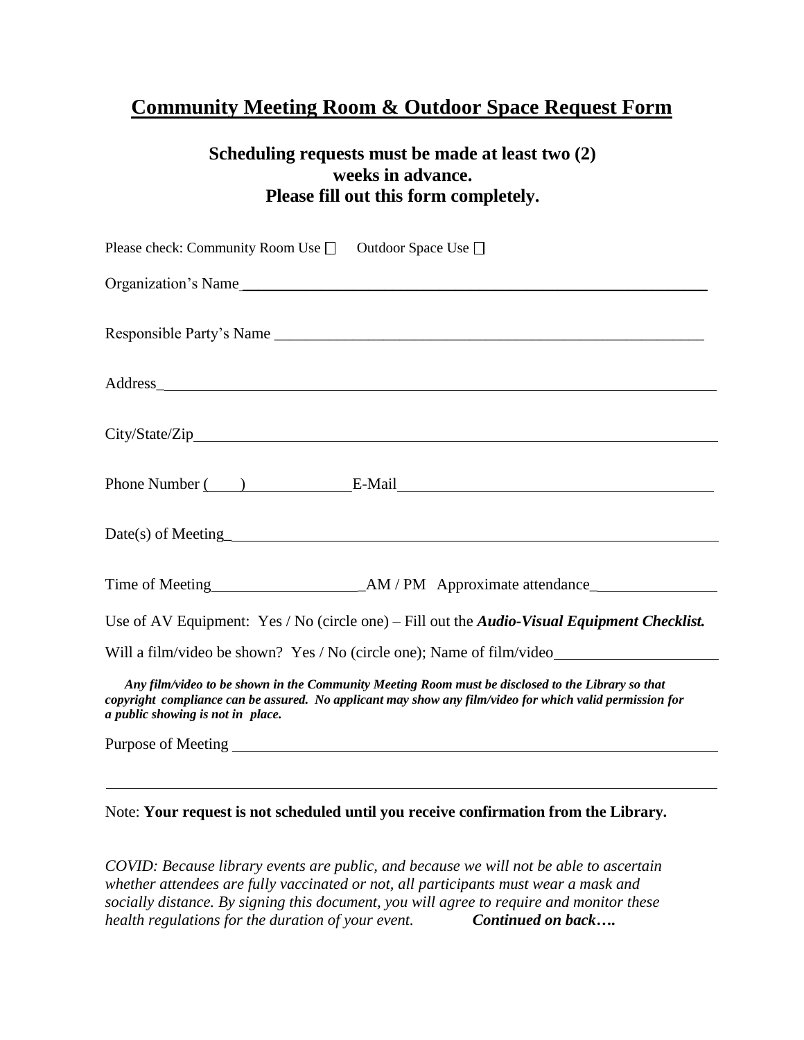# Community Meeting Room & Outdoor Space Request Form

**Scheduling requests must be made at least two (2) weeks in advance.**
**Please fill out this form completely.**

Please check: Community Room Use ☐ Outdoor Space Use ☐

Organization's Name ____________________________________________

Responsible Party's Name ____________________________________________

Address ____________________________________________

City/State/Zip ____________________________________________

Phone Number (____) ______________ E-Mail ____________________________________________

Date(s) of Meeting ____________________________________________

Time of Meeting ____________________ AM / PM Approximate attendance ________________

Use of AV Equipment: Yes / No (circle one) – Fill out the ***Audio-Visual Equipment Checklist.***

Will a film/video be shown? Yes / No (circle one); Name of film/video ______________________

***Any film/video to be shown in the Community Meeting Room must be disclosed to the Library so that copyright compliance can be assured. No applicant may show any film/video for which valid permission for a public showing is not in place.***

Purpose of Meeting ____________________________________________

____________________________________________

Note: **Your request is not scheduled until you receive confirmation from the Library.**

*COVID: Because library events are public, and because we will not be able to ascertain whether attendees are fully vaccinated or not, all participants must wear a mask and socially distance. By signing this document, you will agree to require and monitor these health regulations for the duration of your event.* ***Continued on back….***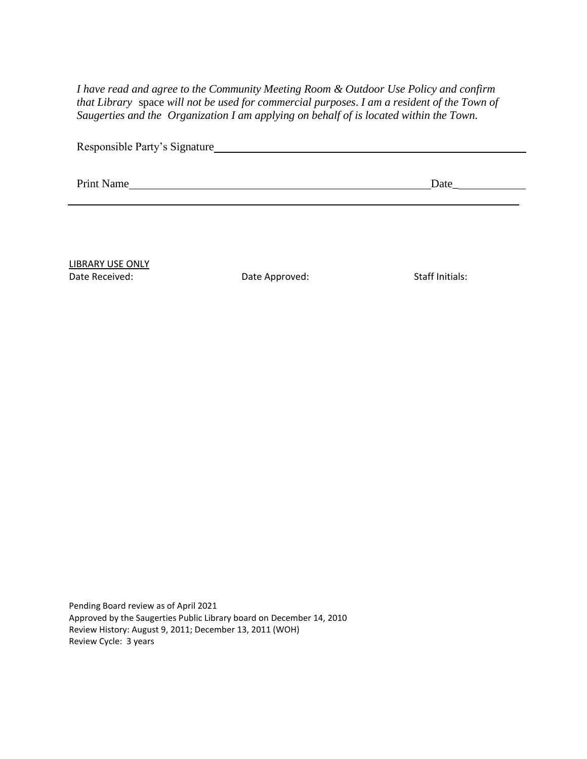*I have read and agree to the Community Meeting Room & Outdoor Use Policy and confirm that Library* space *will not be used for commercial purposes*. *I am a resident of the Town of Saugerties and the Organization I am applying on behalf of is located within the Town.*

Responsible Party's Signature\_\_\_\_\_\_\_\_\_\_\_\_\_\_\_\_\_\_\_\_\_\_\_\_\_\_\_\_\_\_\_\_\_\_\_\_\_\_\_\_\_\_\_\_

Print Name\_\_\_\_\_\_\_\_\_\_\_\_\_\_\_\_\_\_\_\_\_\_\_\_\_\_\_\_\_\_\_\_\_\_\_\_\_\_\_\_\_\_\_\_Date\_\_\_\_\_\_\_\_\_\_\_\_

---

<u>LIBRARY USE ONLY</u>

Date Received: Date Approved: Staff Initials:

Pending Board review as of April 2021
Approved by the Saugerties Public Library board on December 14, 2010
Review History: August 9, 2011; December 13, 2011 (WOH)
Review Cycle: 3 years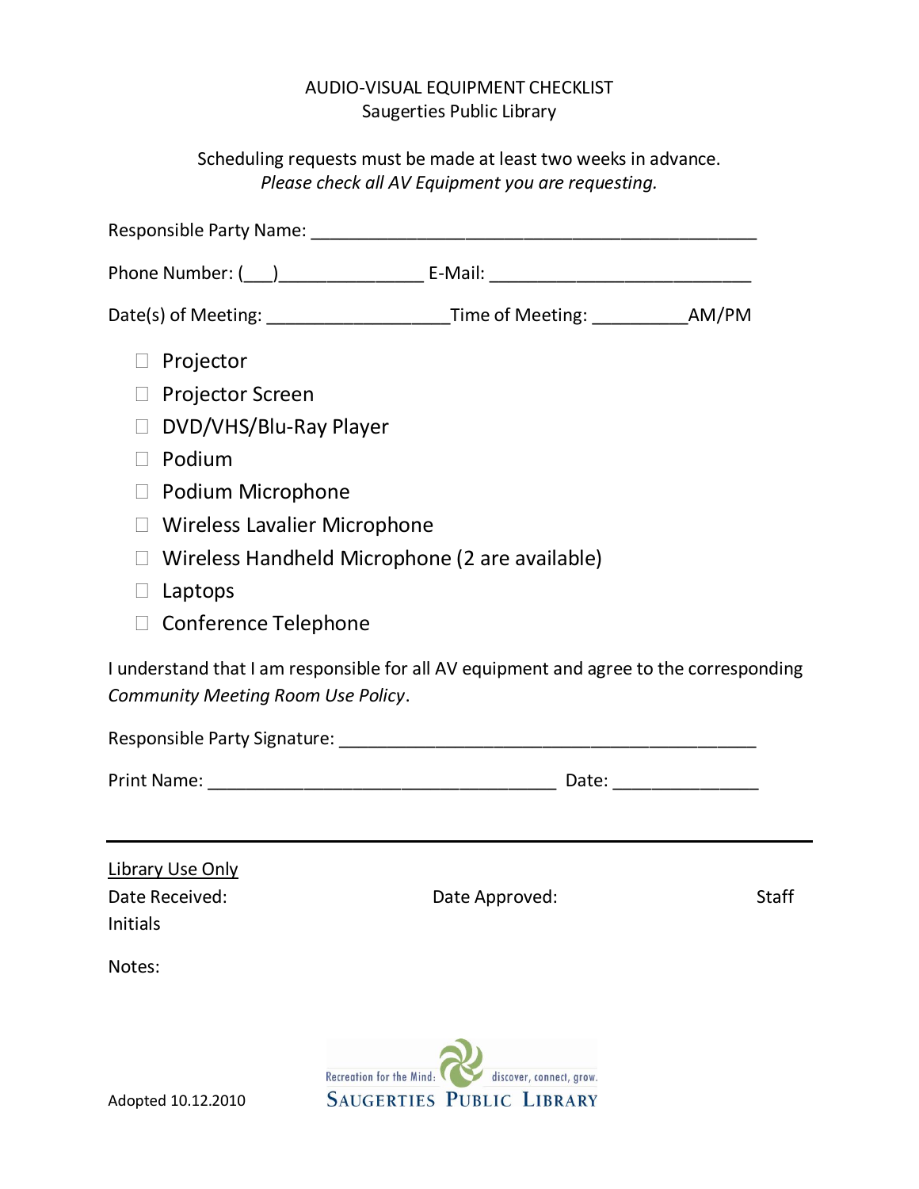AUDIO-VISUAL EQUIPMENT CHECKLIST
Saugerties Public Library

Scheduling requests must be made at least two weeks in advance.
*Please check all AV Equipment you are requesting.*

Responsible Party Name: _______________________________________________

Phone Number: (___)_______________ E-Mail: ___________________________

Date(s) of Meeting: __________________Time of Meeting: __________AM/PM

- ☐ Projector
- ☐ Projector Screen
- ☐ DVD/VHS/Blu-Ray Player
- ☐ Podium
- ☐ Podium Microphone
- ☐ Wireless Lavalier Microphone
- ☐ Wireless Handheld Microphone (2 are available)
- ☐ Laptops
- ☐ Conference Telephone

I understand that I am responsible for all AV equipment and agree to the corresponding *Community Meeting Room Use Policy*.

Responsible Party Signature: ____________________________________________

Print Name: ____________________________________ Date: _______________

---

Library Use Only

Date Received: Date Approved: Staff Initials

Notes:

Recreation for the Mind: discover, connect, grow.
SAUGERTIES PUBLIC LIBRARY

Adopted 10.12.2010